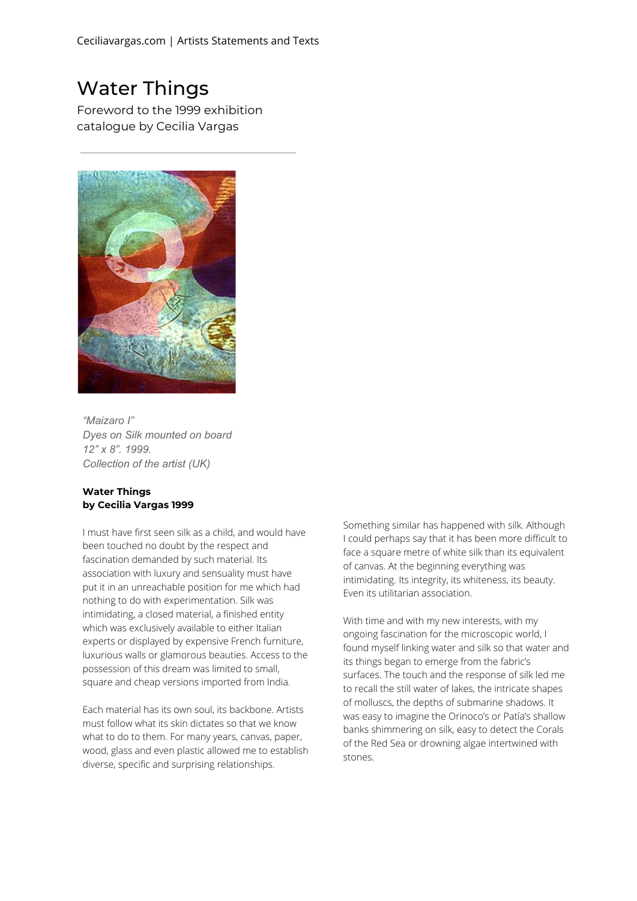# Water Things

Foreword to the 1999 exhibition catalogue by Cecilia Vargas

*"Maizaro I"*
*Dyes on Silk mounted on board*
*12" x 8". 1999.*
*Collection of the artist (UK)*

**Water Things**
**by Cecilia Vargas 1999**

I must have first seen silk as a child, and would have been touched no doubt by the respect and fascination demanded by such material. Its association with luxury and sensuality must have put it in an unreachable position for me which had nothing to do with experimentation. Silk was intimidating, a closed material, a finished entity which was exclusively available to either Italian experts or displayed by expensive French furniture, luxurious walls or glamorous beauties. Access to the possession of this dream was limited to small, square and cheap versions imported from India.

Each material has its own soul, its backbone. Artists must follow what its skin dictates so that we know what to do to them. For many years, canvas, paper, wood, glass and even plastic allowed me to establish diverse, specific and surprising relationships.

Something similar has happened with silk. Although I could perhaps say that it has been more difficult to face a square metre of white silk than its equivalent of canvas. At the beginning everything was intimidating. Its integrity, its whiteness, its beauty. Even its utilitarian association.

With time and with my new interests, with my ongoing fascination for the microscopic world, I found myself linking water and silk so that water and its things began to emerge from the fabric's surfaces. The touch and the response of silk led me to recall the still water of lakes, the intricate shapes of molluscs, the depths of submarine shadows. It was easy to imagine the Orinoco's or Patía's shallow banks shimmering on silk, easy to detect the Corals of the Red Sea or drowning algae intertwined with stones.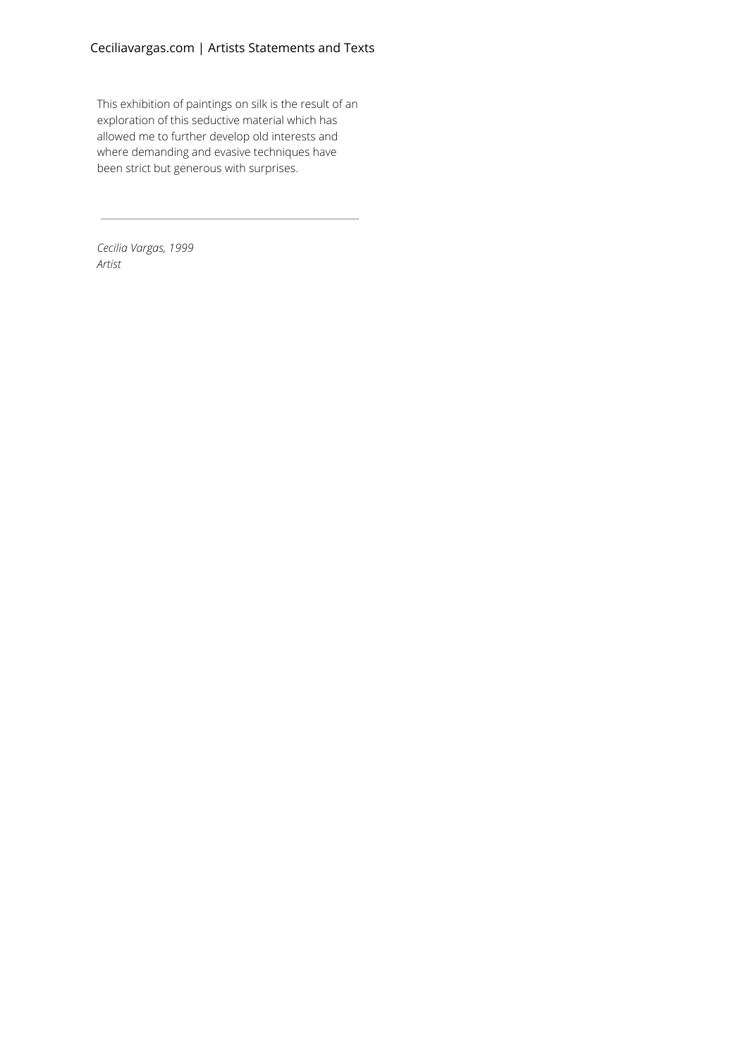This exhibition of paintings on silk is the result of an exploration of this seductive material which has allowed me to further develop old interests and where demanding and evasive techniques have been strict but generous with surprises.

---

*Cecilia Vargas, 1999*
*Artist*